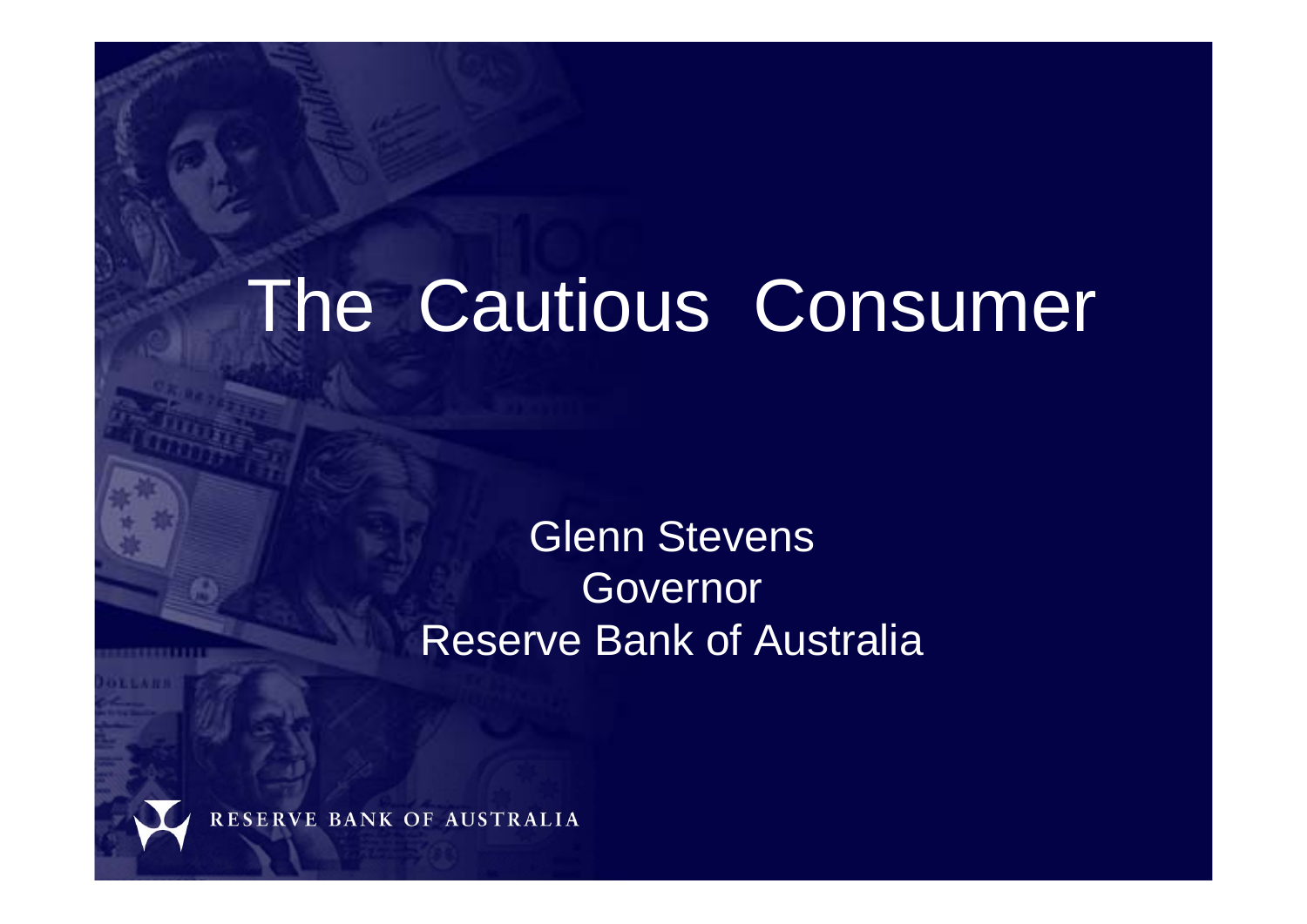# The Cautious Consumer

Glenn Stevens
Governor
Reserve Bank of Australia

RESERVE BANK OF AUSTRALIA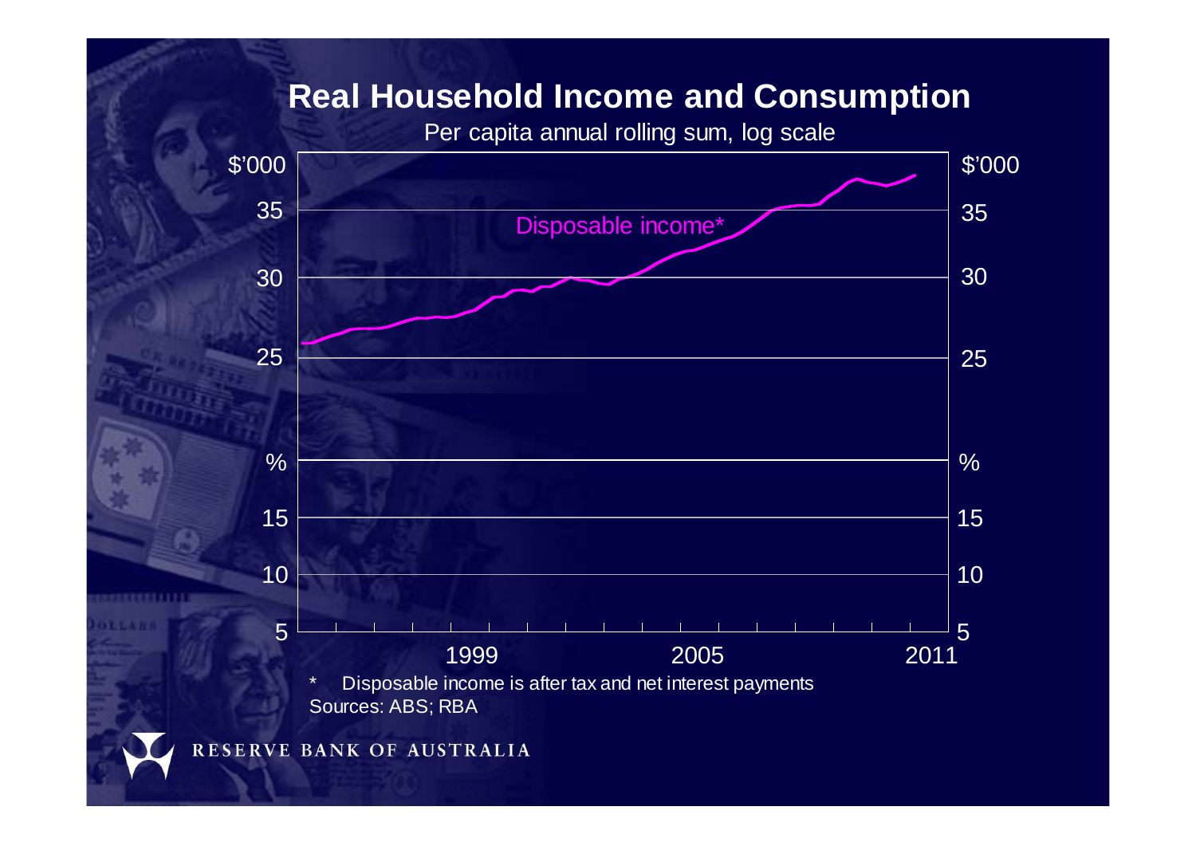# Real Household Income and Consumption

Per capita annual rolling sum, log scale

Disposable income*

\$'000: 25, 30, 35

%: 5, 10, 15

1999, 2005, 2011

* Disposable income is after tax and net interest payments

Sources: ABS; RBA

RESERVE BANK OF AUSTRALIA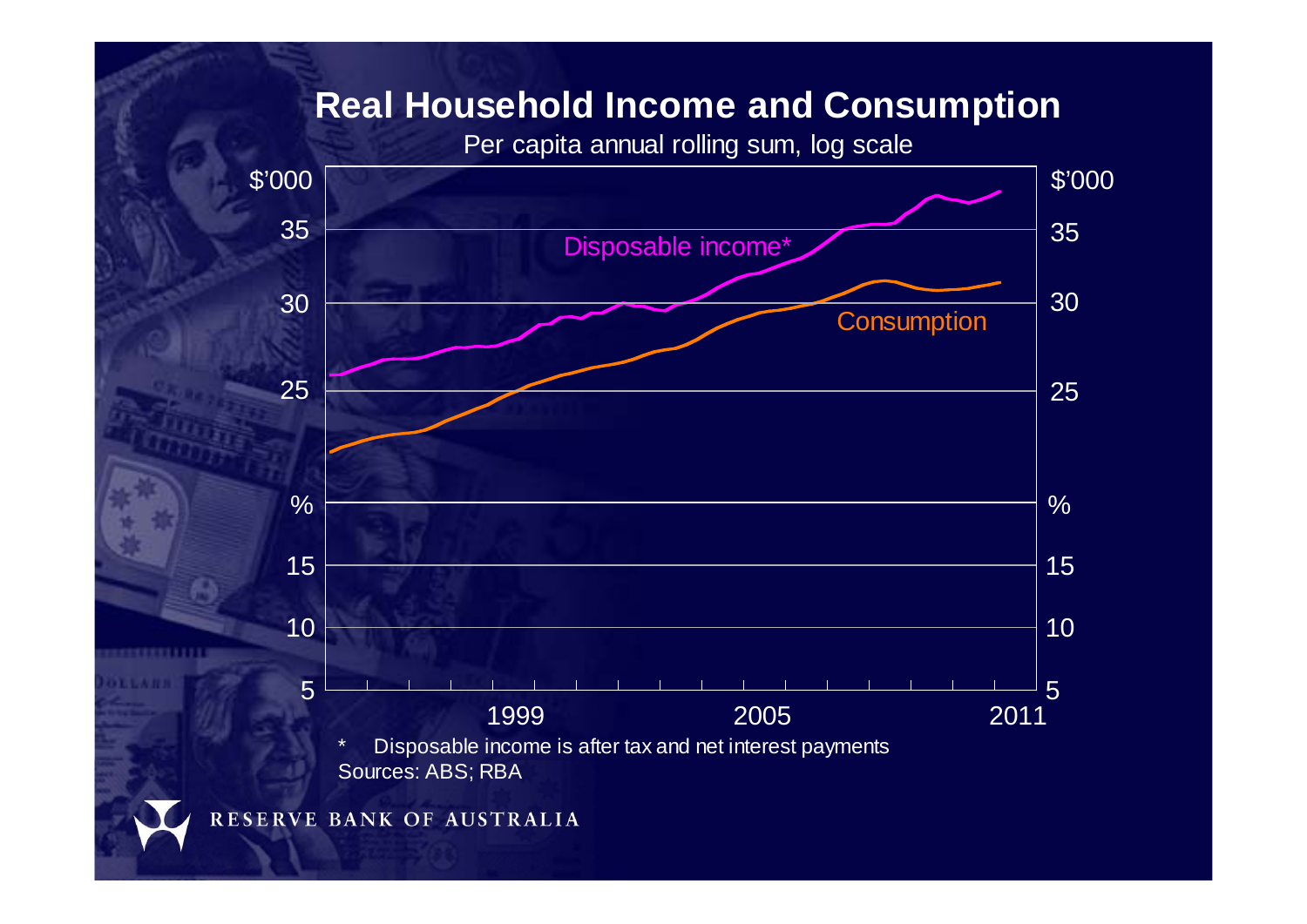## Real Household Income and Consumption

Per capita annual rolling sum, log scale

Disposable income*

Consumption

\$'000: 25, 30, 35

%: 5, 10, 15

1999, 2005, 2011

\* Disposable income is after tax and net interest payments

Sources: ABS; RBA

RESERVE BANK OF AUSTRALIA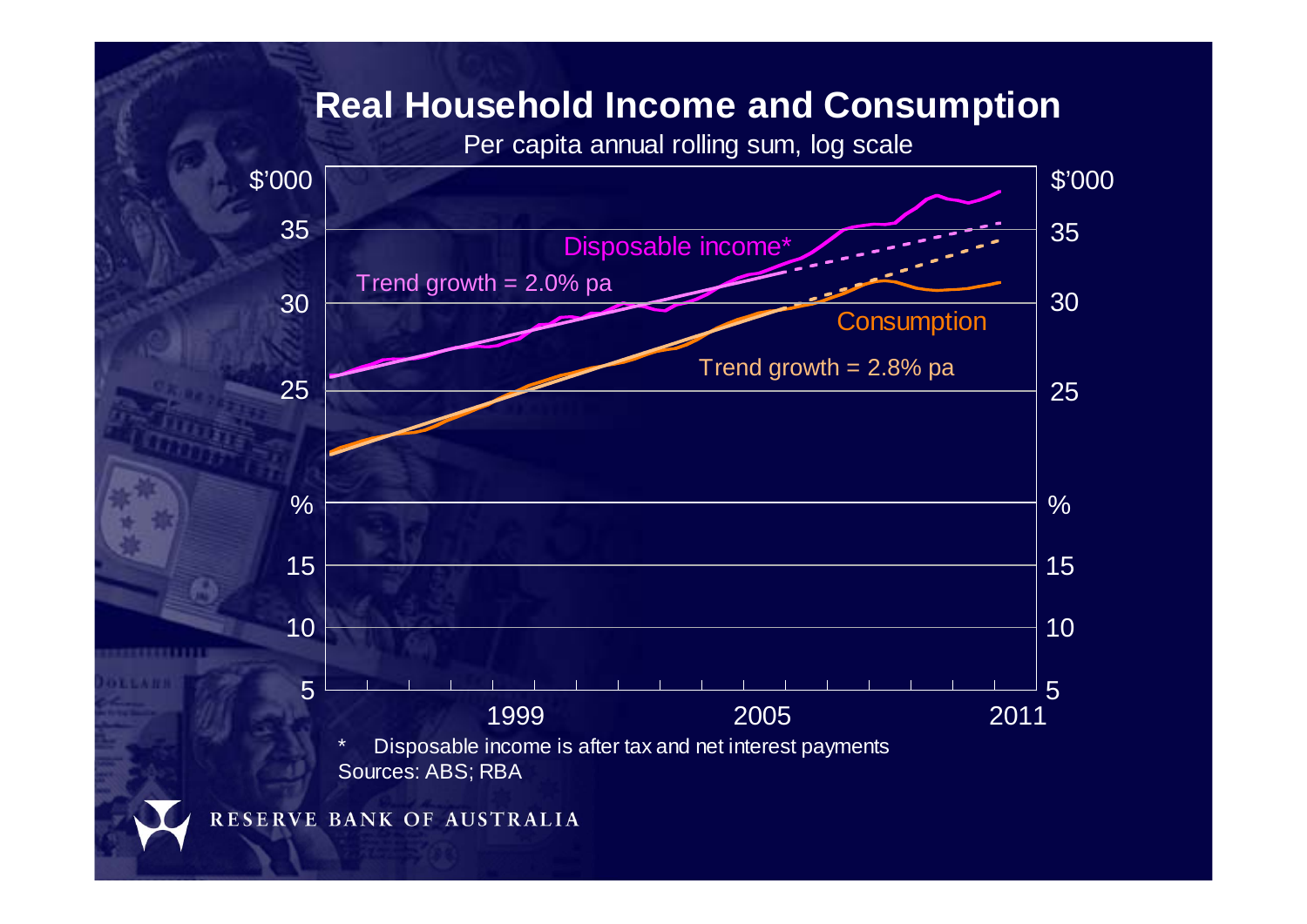## Real Household Income and Consumption

Per capita annual rolling sum, log scale

\* Disposable income is after tax and net interest payments

Sources: ABS; RBA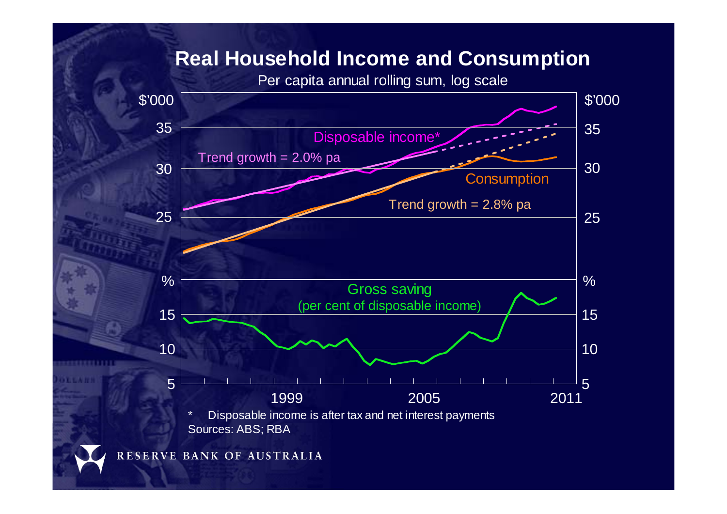# Real Household Income and Consumption

Per capita annual rolling sum, log scale

Disposable income*

Trend growth = 2.0% pa

Consumption

Trend growth = 2.8% pa

Gross saving (per cent of disposable income)

\* Disposable income is after tax and net interest payments

Sources: ABS; RBA

RESERVE BANK OF AUSTRALIA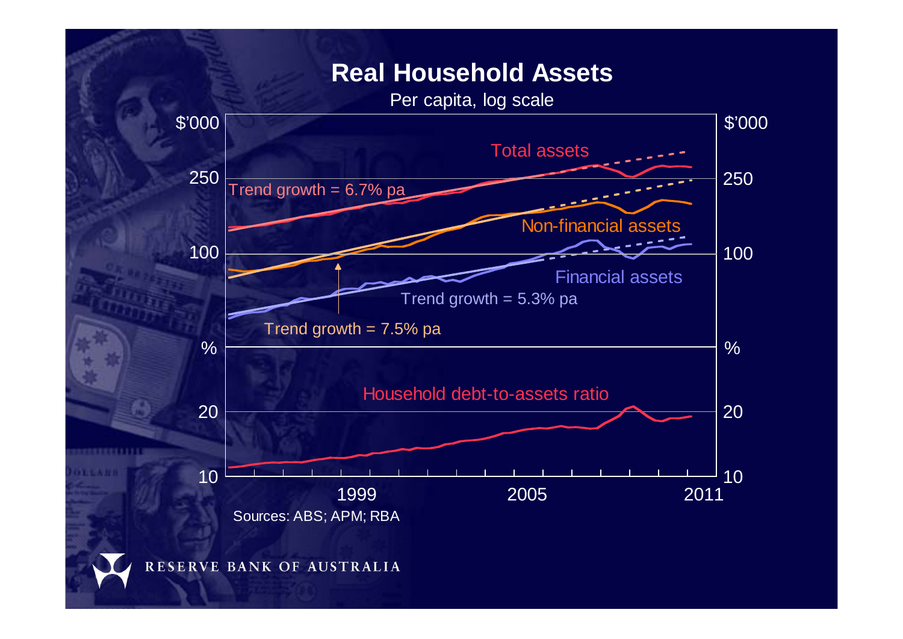# Real Household Assets

Per capita, log scale

$'000 | $'000

Total assets

Trend growth = 6.7% pa

Non-financial assets

Financial assets

Trend growth = 5.3% pa

Trend growth = 7.5% pa

250, 100

%

Household debt-to-assets ratio

20, 10

1999 | 2005 | 2011

Sources: ABS; APM; RBA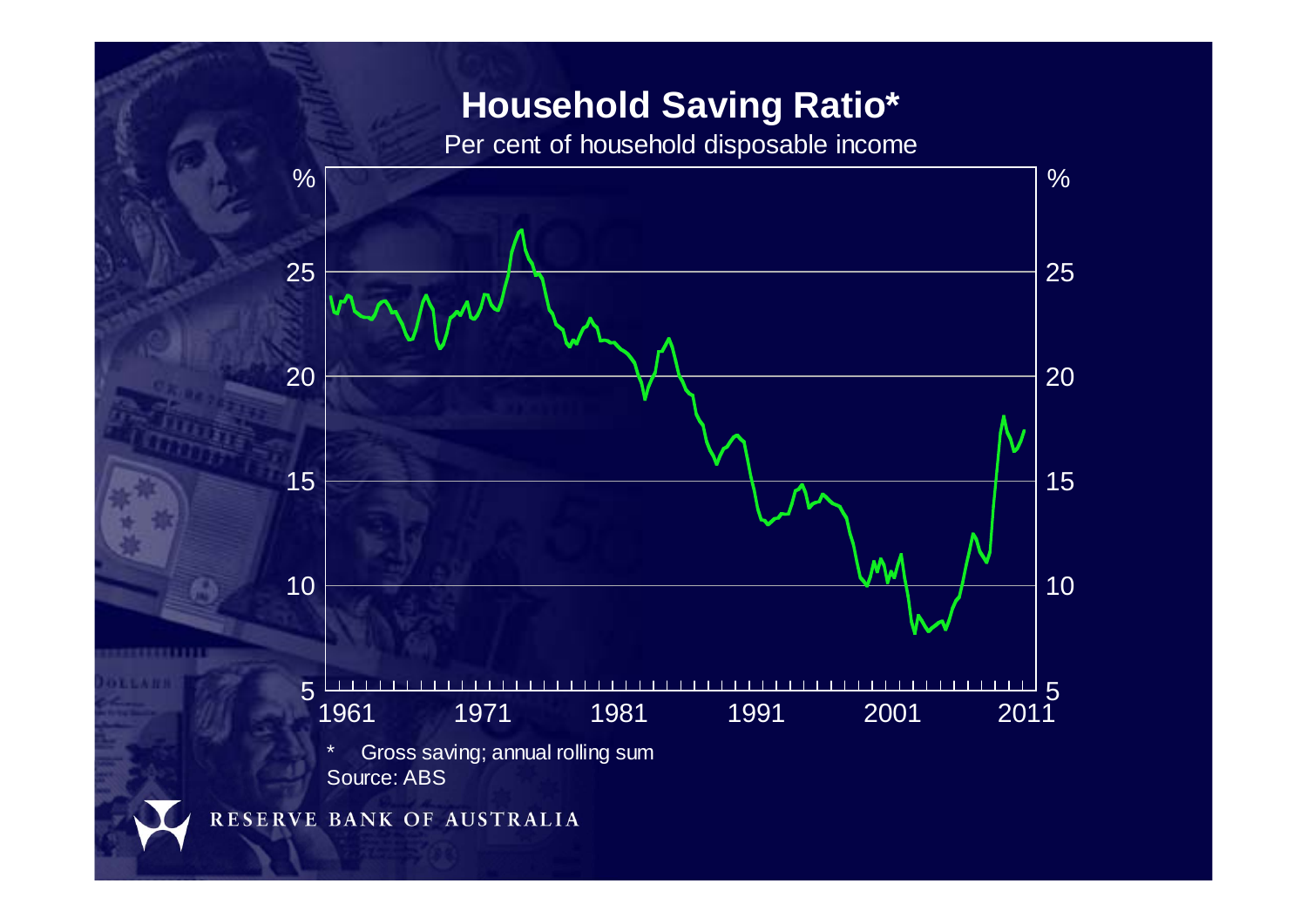# Household Saving Ratio*

Per cent of household disposable income

\* Gross saving; annual rolling sum

Source: ABS

RESERVE BANK OF AUSTRALIA